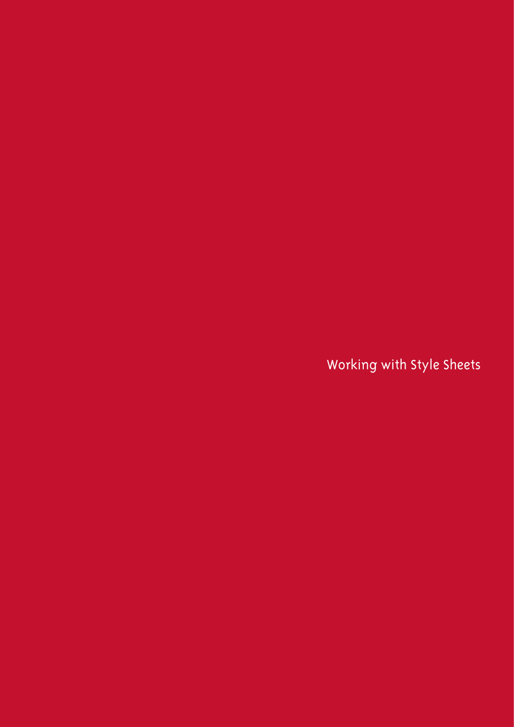# Working with Style Sheets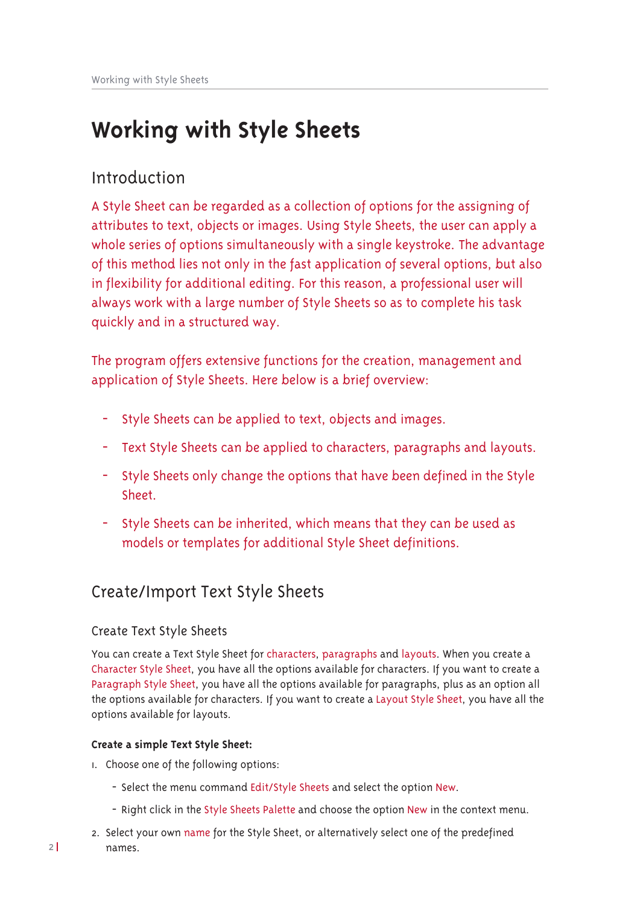# Working with Style Sheets

## Introduction

A Style Sheet can be regarded as a collection of options for the assigning of attributes to text, objects or images. Using Style Sheets, the user can apply a whole series of options simultaneously with a single keystroke. The advantage of this method lies not only in the fast application of several options, but also in flexibility for additional editing. For this reason, a professional user will always work with a large number of Style Sheets so as to complete his task quickly and in a structured way.

The program offers extensive functions for the creation, management and application of Style Sheets. Here below is a brief overview:

- Style Sheets can be applied to text, objects and images.
- Text Style Sheets can be applied to characters, paragraphs and layouts.
- Style Sheets only change the options that have been defined in the Style Sheet.
- Style Sheets can be inherited, which means that they can be used as models or templates for additional Style Sheet definitions.

## Create/Import Text Style Sheets

### Create Text Style Sheets

You can create a Text Style Sheet for characters, paragraphs and layouts. When you create a Character Style Sheet, you have all the options available for characters. If you want to create a Paragraph Style Sheet, you have all the options available for paragraphs, plus as an option all the options available for characters. If you want to create a Layout Style Sheet, you have all the options available for layouts.

**Create a simple Text Style Sheet:**

1. Choose one of the following options:
   - Select the menu command Edit/Style Sheets and select the option New.
   - Right click in the Style Sheets Palette and choose the option New in the context menu.
2. Select your own name for the Style Sheet, or alternatively select one of the predefined names.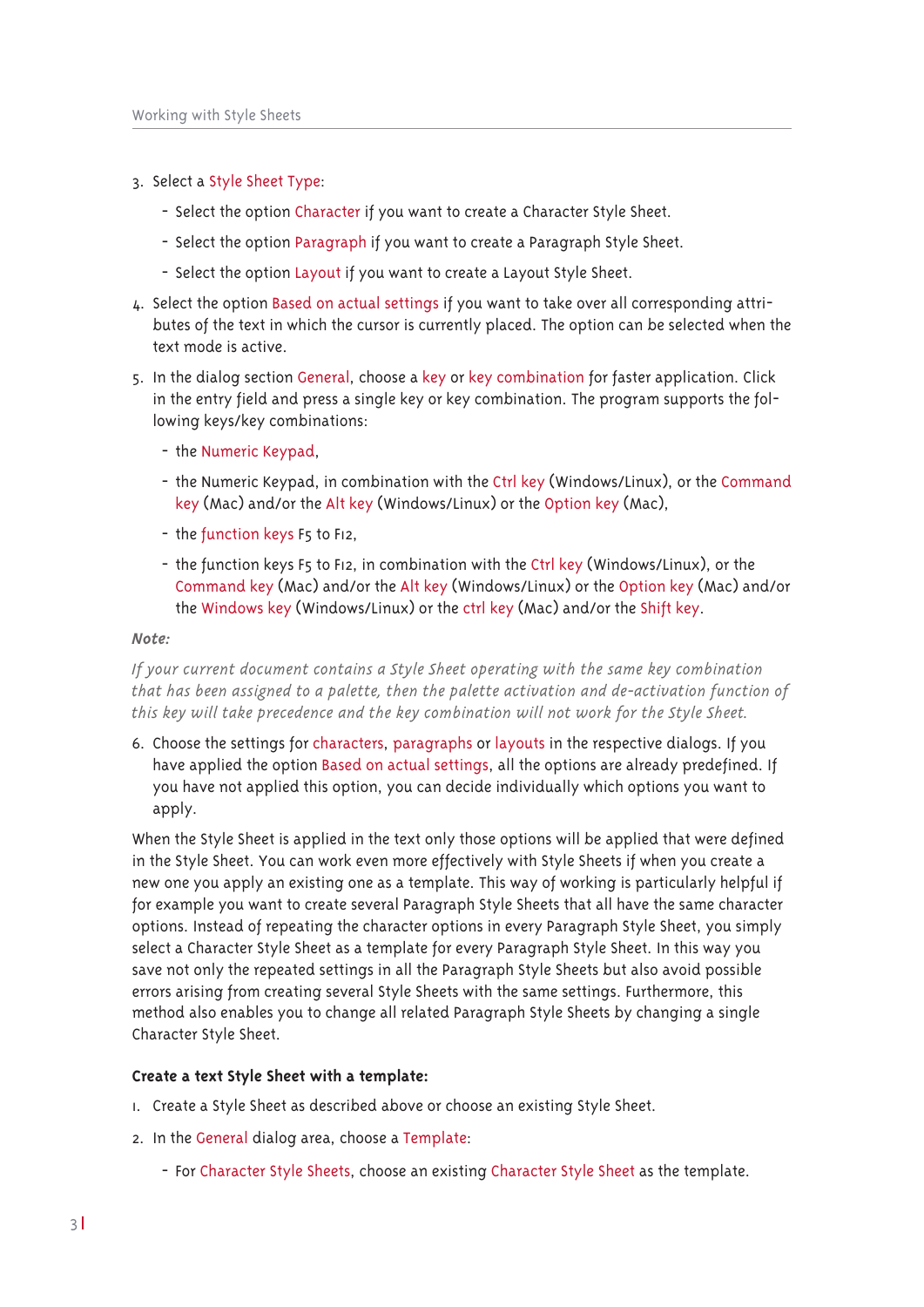3. Select a Style Sheet Type:
   - Select the option Character if you want to create a Character Style Sheet.
   - Select the option Paragraph if you want to create a Paragraph Style Sheet.
   - Select the option Layout if you want to create a Layout Style Sheet.
4. Select the option Based on actual settings if you want to take over all corresponding attributes of the text in which the cursor is currently placed. The option can be selected when the text mode is active.
5. In the dialog section General, choose a key or key combination for faster application. Click in the entry field and press a single key or key combination. The program supports the following keys/key combinations:
   - the Numeric Keypad,
   - the Numeric Keypad, in combination with the Ctrl key (Windows/Linux), or the Command key (Mac) and/or the Alt key (Windows/Linux) or the Option key (Mac),
   - the function keys F5 to F12,
   - the function keys F5 to F12, in combination with the Ctrl key (Windows/Linux), or the Command key (Mac) and/or the Alt key (Windows/Linux) or the Option key (Mac) and/or the Windows key (Windows/Linux) or the ctrl key (Mac) and/or the Shift key.

***Note:***

*If your current document contains a Style Sheet operating with the same key combination that has been assigned to a palette, then the palette activation and de-activation function of this key will take precedence and the key combination will not work for the Style Sheet.*

6. Choose the settings for characters, paragraphs or layouts in the respective dialogs. If you have applied the option Based on actual settings, all the options are already predefined. If you have not applied this option, you can decide individually which options you want to apply.

When the Style Sheet is applied in the text only those options will be applied that were defined in the Style Sheet. You can work even more effectively with Style Sheets if when you create a new one you apply an existing one as a template. This way of working is particularly helpful if for example you want to create several Paragraph Style Sheets that all have the same character options. Instead of repeating the character options in every Paragraph Style Sheet, you simply select a Character Style Sheet as a template for every Paragraph Style Sheet. In this way you save not only the repeated settings in all the Paragraph Style Sheets but also avoid possible errors arising from creating several Style Sheets with the same settings. Furthermore, this method also enables you to change all related Paragraph Style Sheets by changing a single Character Style Sheet.

**Create a text Style Sheet with a template:**

1. Create a Style Sheet as described above or choose an existing Style Sheet.
2. In the General dialog area, choose a Template:
   - For Character Style Sheets, choose an existing Character Style Sheet as the template.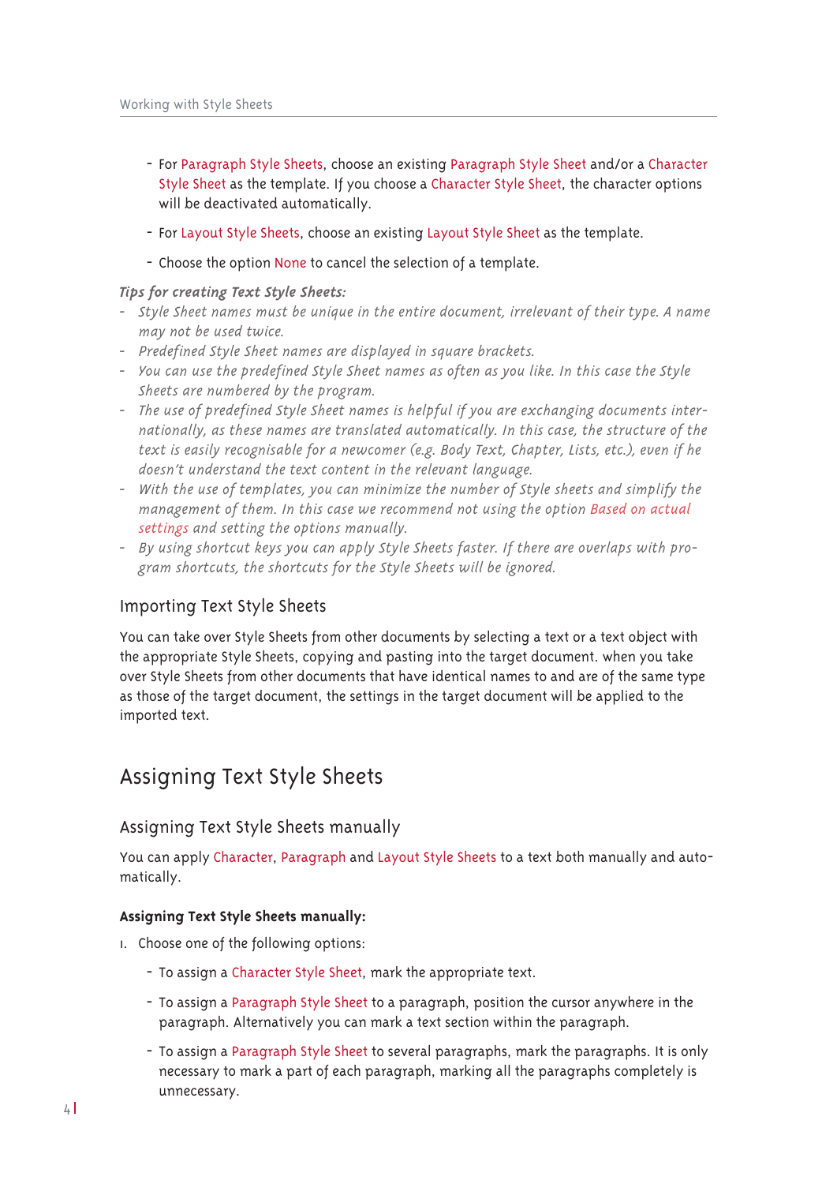- For Paragraph Style Sheets, choose an existing Paragraph Style Sheet and/or a Character Style Sheet as the template. If you choose a Character Style Sheet, the character options will be deactivated automatically.
- For Layout Style Sheets, choose an existing Layout Style Sheet as the template.
- Choose the option None to cancel the selection of a template.

***Tips for creating Text Style Sheets:***

- *Style Sheet names must be unique in the entire document, irrelevant of their type. A name may not be used twice.*
- *Predefined Style Sheet names are displayed in square brackets.*
- *You can use the predefined Style Sheet names as often as you like. In this case the Style Sheets are numbered by the program.*
- *The use of predefined Style Sheet names is helpful if you are exchanging documents internationally, as these names are translated automatically. In this case, the structure of the text is easily recognisable for a newcomer (e.g. Body Text, Chapter, Lists, etc.), even if he doesn't understand the text content in the relevant language.*
- *With the use of templates, you can minimize the number of Style sheets and simplify the management of them. In this case we recommend not using the option Based on actual settings and setting the options manually.*
- *By using shortcut keys you can apply Style Sheets faster. If there are overlaps with program shortcuts, the shortcuts for the Style Sheets will be ignored.*

### Importing Text Style Sheets

You can take over Style Sheets from other documents by selecting a text or a text object with the appropriate Style Sheets, copying and pasting into the target document. when you take over Style Sheets from other documents that have identical names to and are of the same type as those of the target document, the settings in the target document will be applied to the imported text.

## Assigning Text Style Sheets

### Assigning Text Style Sheets manually

You can apply Character, Paragraph and Layout Style Sheets to a text both manually and automatically.

**Assigning Text Style Sheets manually:**

1. Choose one of the following options:
   - To assign a Character Style Sheet, mark the appropriate text.
   - To assign a Paragraph Style Sheet to a paragraph, position the cursor anywhere in the paragraph. Alternatively you can mark a text section within the paragraph.
   - To assign a Paragraph Style Sheet to several paragraphs, mark the paragraphs. It is only necessary to mark a part of each paragraph, marking all the paragraphs completely is unnecessary.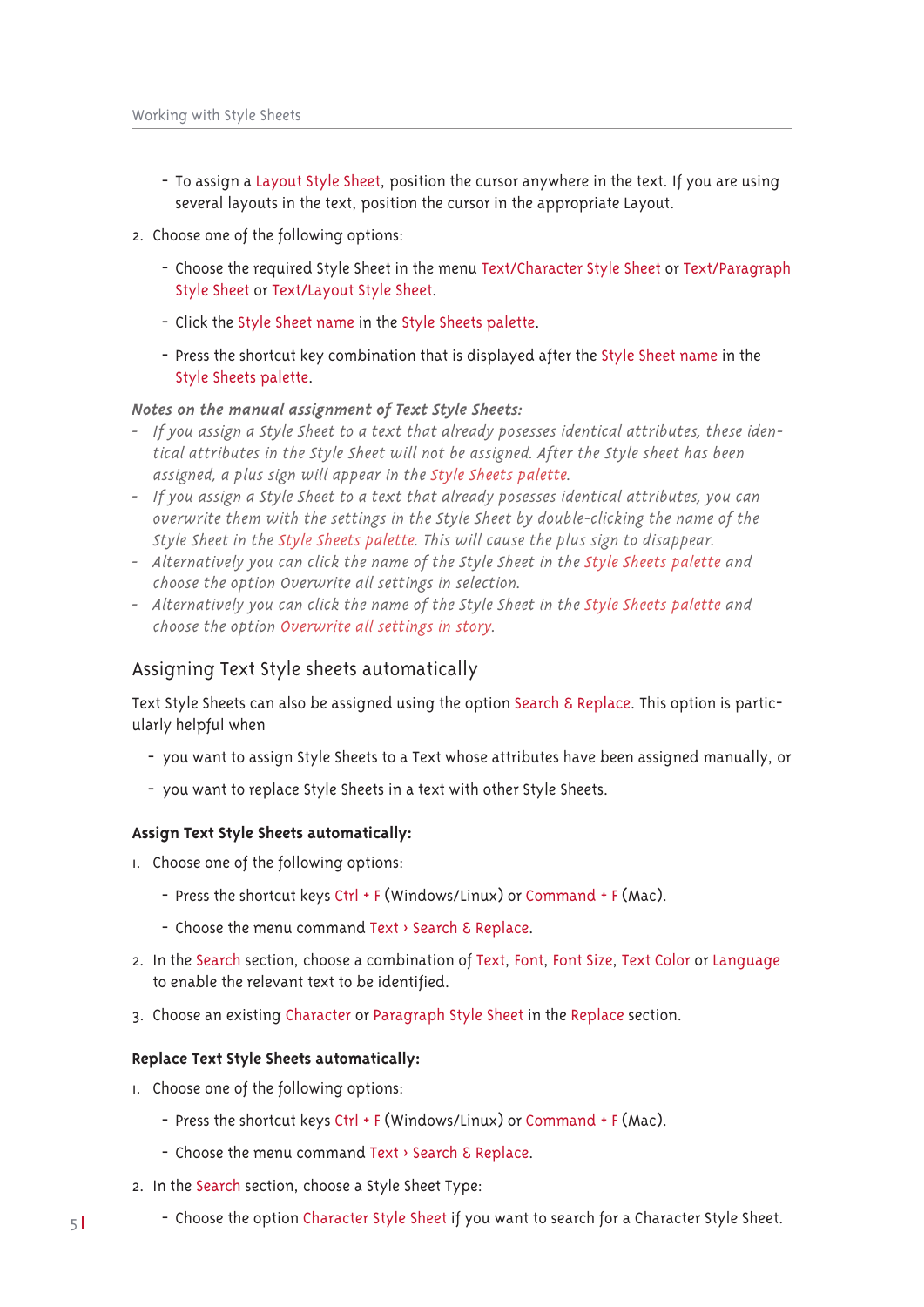- To assign a Layout Style Sheet, position the cursor anywhere in the text. If you are using several layouts in the text, position the cursor in the appropriate Layout.

2. Choose one of the following options:

   - Choose the required Style Sheet in the menu Text/Character Style Sheet or Text/Paragraph Style Sheet or Text/Layout Style Sheet.
   - Click the Style Sheet name in the Style Sheets palette.
   - Press the shortcut key combination that is displayed after the Style Sheet name in the Style Sheets palette.

***Notes on the manual assignment of Text Style Sheets:***

- *If you assign a Style Sheet to a text that already posesses identical attributes, these identical attributes in the Style Sheet will not be assigned. After the Style sheet has been assigned, a plus sign will appear in the Style Sheets palette.*
- *If you assign a Style Sheet to a text that already posesses identical attributes, you can overwrite them with the settings in the Style Sheet by double-clicking the name of the Style Sheet in the Style Sheets palette. This will cause the plus sign to disappear.*
- *Alternatively you can click the name of the Style Sheet in the Style Sheets palette and choose the option Overwrite all settings in selection.*
- *Alternatively you can click the name of the Style Sheet in the Style Sheets palette and choose the option Overwrite all settings in story.*

## Assigning Text Style sheets automatically

Text Style Sheets can also be assigned using the option Search & Replace. This option is particularly helpful when

- you want to assign Style Sheets to a Text whose attributes have been assigned manually, or
- you want to replace Style Sheets in a text with other Style Sheets.

**Assign Text Style Sheets automatically:**

1. Choose one of the following options:

   - Press the shortcut keys Ctrl + F (Windows/Linux) or Command + F (Mac).
   - Choose the menu command Text › Search & Replace.

2. In the Search section, choose a combination of Text, Font, Font Size, Text Color or Language to enable the relevant text to be identified.
3. Choose an existing Character or Paragraph Style Sheet in the Replace section.

**Replace Text Style Sheets automatically:**

1. Choose one of the following options:

   - Press the shortcut keys Ctrl + F (Windows/Linux) or Command + F (Mac).
   - Choose the menu command Text › Search & Replace.

2. In the Search section, choose a Style Sheet Type:

   - Choose the option Character Style Sheet if you want to search for a Character Style Sheet.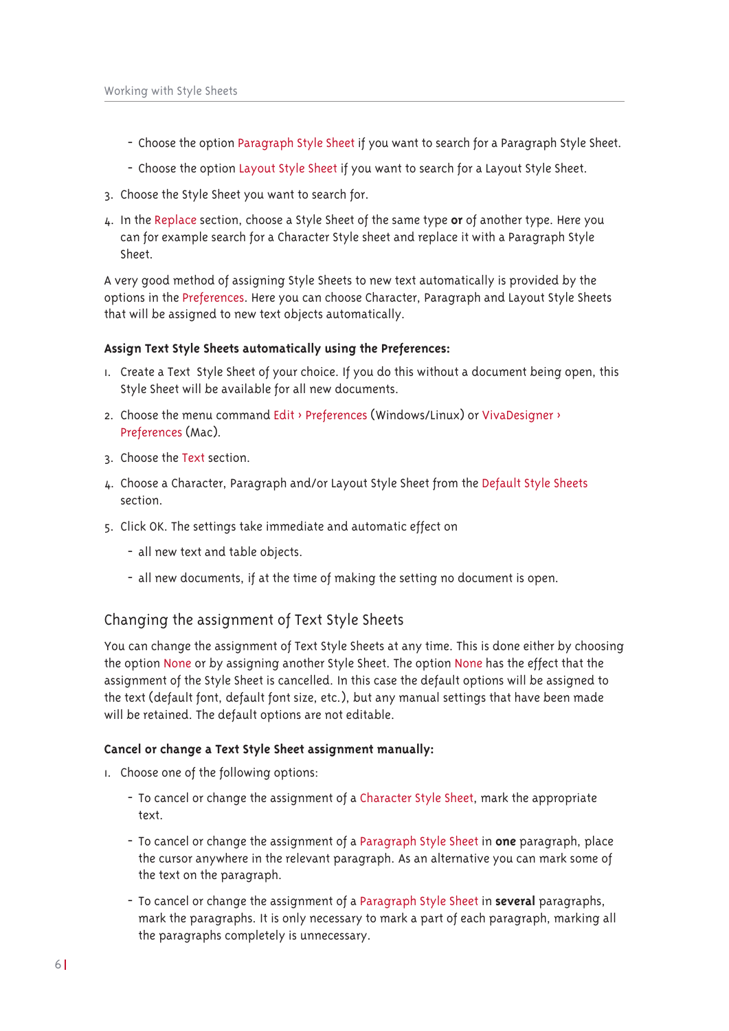- Choose the option Paragraph Style Sheet if you want to search for a Paragraph Style Sheet.
- Choose the option Layout Style Sheet if you want to search for a Layout Style Sheet.

3. Choose the Style Sheet you want to search for.
4. In the Replace section, choose a Style Sheet of the same type **or** of another type. Here you can for example search for a Character Style sheet and replace it with a Paragraph Style Sheet.

A very good method of assigning Style Sheets to new text automatically is provided by the options in the Preferences. Here you can choose Character, Paragraph and Layout Style Sheets that will be assigned to new text objects automatically.

**Assign Text Style Sheets automatically using the Preferences:**

1. Create a Text Style Sheet of your choice. If you do this without a document being open, this Style Sheet will be available for all new documents.
2. Choose the menu command Edit › Preferences (Windows/Linux) or VivaDesigner › Preferences (Mac).
3. Choose the Text section.
4. Choose a Character, Paragraph and/or Layout Style Sheet from the Default Style Sheets section.
5. Click OK. The settings take immediate and automatic effect on
   - all new text and table objects.
   - all new documents, if at the time of making the setting no document is open.

## Changing the assignment of Text Style Sheets

You can change the assignment of Text Style Sheets at any time. This is done either by choosing the option None or by assigning another Style Sheet. The option None has the effect that the assignment of the Style Sheet is cancelled. In this case the default options will be assigned to the text (default font, default font size, etc.), but any manual settings that have been made will be retained. The default options are not editable.

**Cancel or change a Text Style Sheet assignment manually:**

1. Choose one of the following options:
   - To cancel or change the assignment of a Character Style Sheet, mark the appropriate text.
   - To cancel or change the assignment of a Paragraph Style Sheet in **one** paragraph, place the cursor anywhere in the relevant paragraph. As an alternative you can mark some of the text on the paragraph.
   - To cancel or change the assignment of a Paragraph Style Sheet in **several** paragraphs, mark the paragraphs. It is only necessary to mark a part of each paragraph, marking all the paragraphs completely is unnecessary.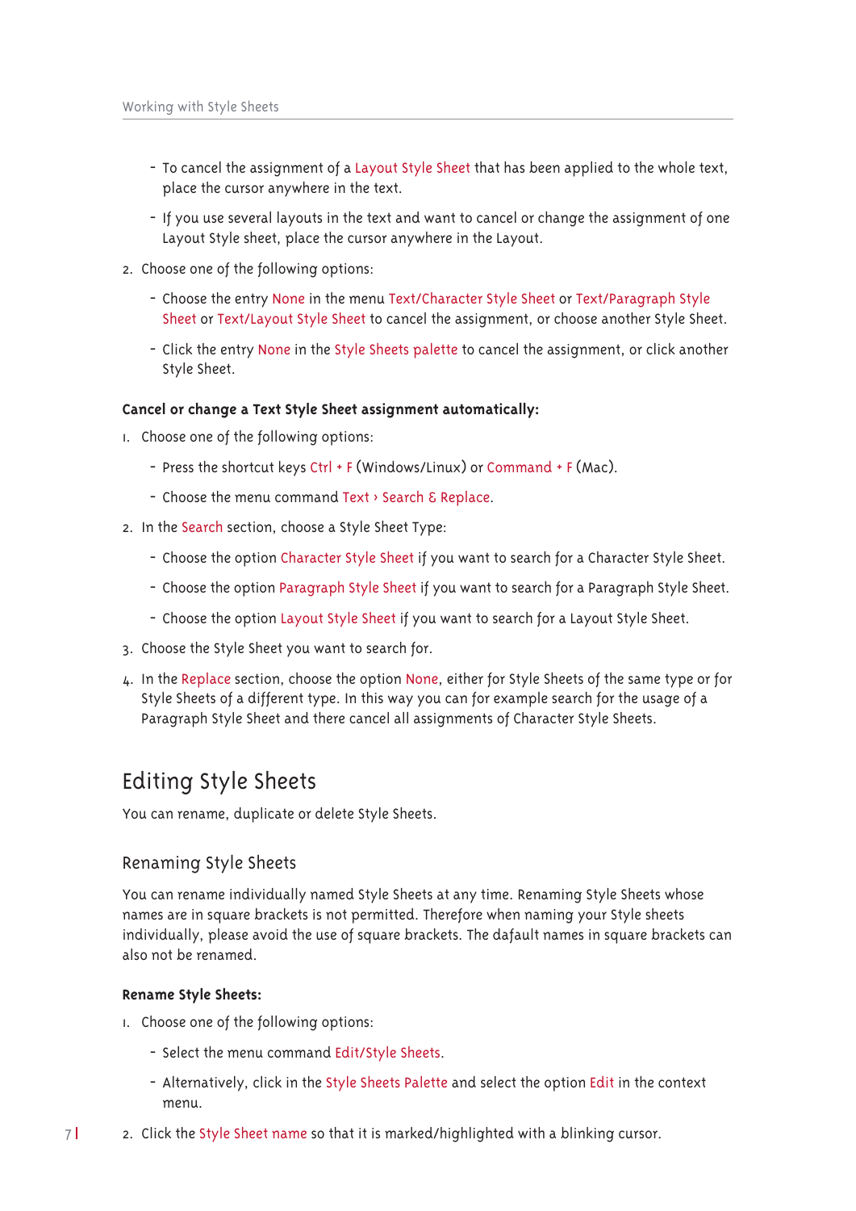- To cancel the assignment of a Layout Style Sheet that has been applied to the whole text, place the cursor anywhere in the text.
   - If you use several layouts in the text and want to cancel or change the assignment of one Layout Style sheet, place the cursor anywhere in the Layout.
2. Choose one of the following options:
   - Choose the entry None in the menu Text/Character Style Sheet or Text/Paragraph Style Sheet or Text/Layout Style Sheet to cancel the assignment, or choose another Style Sheet.
   - Click the entry None in the Style Sheets palette to cancel the assignment, or click another Style Sheet.

**Cancel or change a Text Style Sheet assignment automatically:**

1. Choose one of the following options:
   - Press the shortcut keys Ctrl + F (Windows/Linux) or Command + F (Mac).
   - Choose the menu command Text › Search & Replace.
2. In the Search section, choose a Style Sheet Type:
   - Choose the option Character Style Sheet if you want to search for a Character Style Sheet.
   - Choose the option Paragraph Style Sheet if you want to search for a Paragraph Style Sheet.
   - Choose the option Layout Style Sheet if you want to search for a Layout Style Sheet.
3. Choose the Style Sheet you want to search for.
4. In the Replace section, choose the option None, either for Style Sheets of the same type or for Style Sheets of a different type. In this way you can for example search for the usage of a Paragraph Style Sheet and there cancel all assignments of Character Style Sheets.

## Editing Style Sheets

You can rename, duplicate or delete Style Sheets.

### Renaming Style Sheets

You can rename individually named Style Sheets at any time. Renaming Style Sheets whose names are in square brackets is not permitted. Therefore when naming your Style sheets individually, please avoid the use of square brackets. The dafault names in square brackets can also not be renamed.

**Rename Style Sheets:**

1. Choose one of the following options:
   - Select the menu command Edit/Style Sheets.
   - Alternatively, click in the Style Sheets Palette and select the option Edit in the context menu.
2. Click the Style Sheet name so that it is marked/highlighted with a blinking cursor.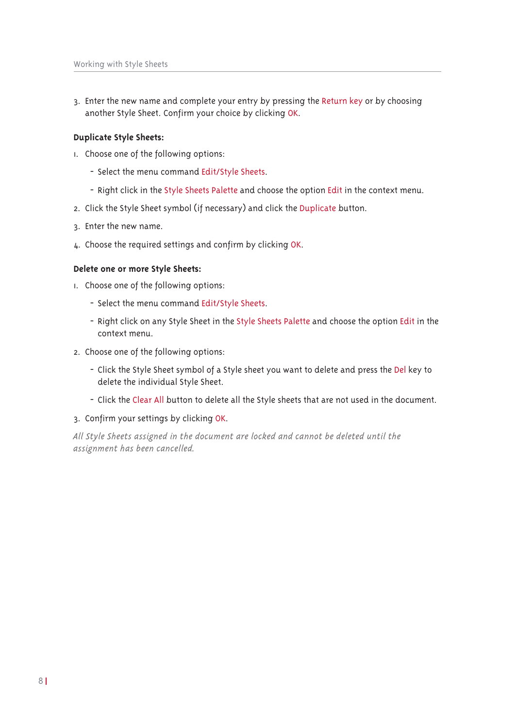3. Enter the new name and complete your entry by pressing the Return key or by choosing another Style Sheet. Confirm your choice by clicking OK.

**Duplicate Style Sheets:**

1. Choose one of the following options:
   - Select the menu command Edit/Style Sheets.
   - Right click in the Style Sheets Palette and choose the option Edit in the context menu.
2. Click the Style Sheet symbol (if necessary) and click the Duplicate button.
3. Enter the new name.
4. Choose the required settings and confirm by clicking OK.

**Delete one or more Style Sheets:**

1. Choose one of the following options:
   - Select the menu command Edit/Style Sheets.
   - Right click on any Style Sheet in the Style Sheets Palette and choose the option Edit in the context menu.
2. Choose one of the following options:
   - Click the Style Sheet symbol of a Style sheet you want to delete and press the Del key to delete the individual Style Sheet.
   - Click the Clear All button to delete all the Style sheets that are not used in the document.
3. Confirm your settings by clicking OK.

*All Style Sheets assigned in the document are locked and cannot be deleted until the assignment has been cancelled.*